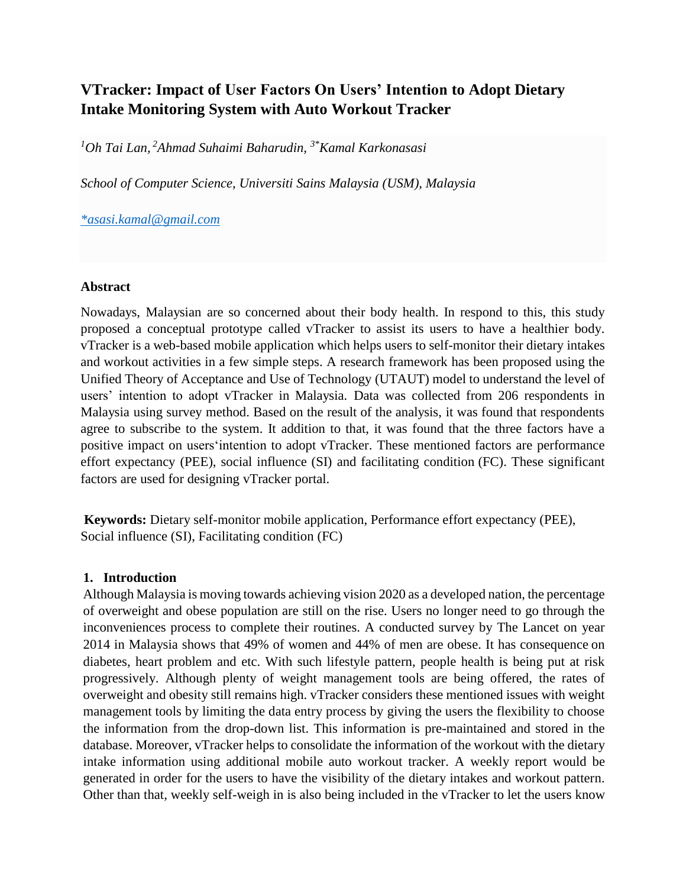# VTracker: Impact of User Factors On Users' Intention to Adopt Dietary Intake Monitoring System with Auto Workout Tracker

*[1]Oh Tai Lan, [2]Ahmad Suhaimi Baharudin, [3*]Kamal Karkonasasi*

*School of Computer Science, Universiti Sains Malaysia (USM), Malaysia*

*\*asasi.kamal@gmail.com*

## Abstract

Nowadays, Malaysian are so concerned about their body health. In respond to this, this study proposed a conceptual prototype called vTracker to assist its users to have a healthier body. vTracker is a web-based mobile application which helps users to self-monitor their dietary intakes and workout activities in a few simple steps. A research framework has been proposed using the Unified Theory of Acceptance and Use of Technology (UTAUT) model to understand the level of users' intention to adopt vTracker in Malaysia. Data was collected from 206 respondents in Malaysia using survey method. Based on the result of the analysis, it was found that respondents agree to subscribe to the system. It addition to that, it was found that the three factors have a positive impact on users'intention to adopt vTracker. These mentioned factors are performance effort expectancy (PEE), social influence (SI) and facilitating condition (FC). These significant factors are used for designing vTracker portal.

**Keywords:** Dietary self-monitor mobile application, Performance effort expectancy (PEE), Social influence (SI), Facilitating condition (FC)

## 1. Introduction

Although Malaysia is moving towards achieving vision 2020 as a developed nation, the percentage of overweight and obese population are still on the rise. Users no longer need to go through the inconveniences process to complete their routines. A conducted survey by The Lancet on year 2014 in Malaysia shows that 49% of women and 44% of men are obese. It has consequence on diabetes, heart problem and etc. With such lifestyle pattern, people health is being put at risk progressively. Although plenty of weight management tools are being offered, the rates of overweight and obesity still remains high. vTracker considers these mentioned issues with weight management tools by limiting the data entry process by giving the users the flexibility to choose the information from the drop-down list. This information is pre-maintained and stored in the database. Moreover, vTracker helps to consolidate the information of the workout with the dietary intake information using additional mobile auto workout tracker. A weekly report would be generated in order for the users to have the visibility of the dietary intakes and workout pattern. Other than that, weekly self-weigh in is also being included in the vTracker to let the users know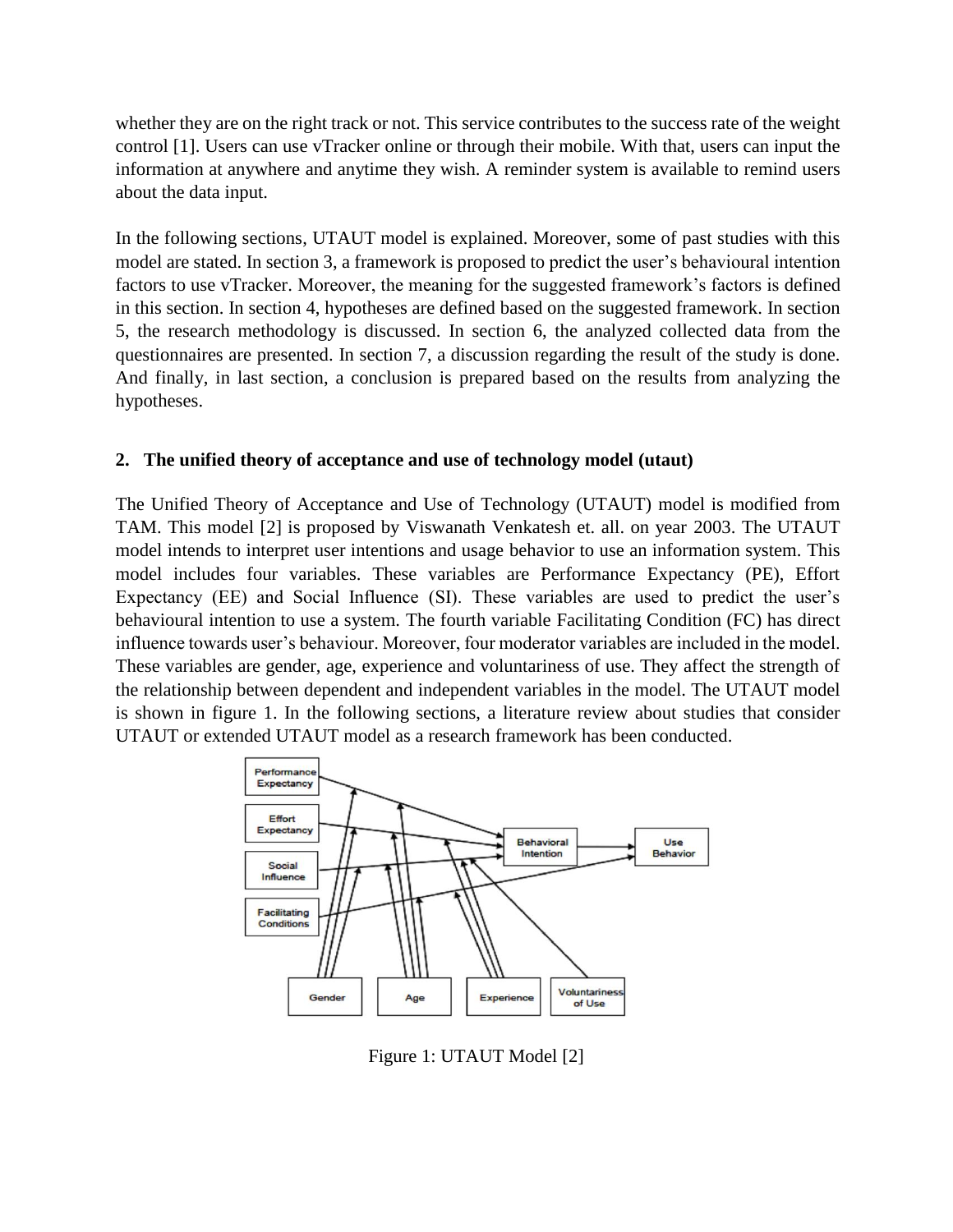whether they are on the right track or not. This service contributes to the success rate of the weight control [1]. Users can use vTracker online or through their mobile. With that, users can input the information at anywhere and anytime they wish. A reminder system is available to remind users about the data input.

In the following sections, UTAUT model is explained. Moreover, some of past studies with this model are stated. In section 3, a framework is proposed to predict the user's behavioural intention factors to use vTracker. Moreover, the meaning for the suggested framework's factors is defined in this section. In section 4, hypotheses are defined based on the suggested framework. In section 5, the research methodology is discussed. In section 6, the analyzed collected data from the questionnaires are presented. In section 7, a discussion regarding the result of the study is done. And finally, in last section, a conclusion is prepared based on the results from analyzing the hypotheses.

## 2. The unified theory of acceptance and use of technology model (utaut)

The Unified Theory of Acceptance and Use of Technology (UTAUT) model is modified from TAM. This model [2] is proposed by Viswanath Venkatesh et. all. on year 2003. The UTAUT model intends to interpret user intentions and usage behavior to use an information system. This model includes four variables. These variables are Performance Expectancy (PE), Effort Expectancy (EE) and Social Influence (SI). These variables are used to predict the user's behavioural intention to use a system. The fourth variable Facilitating Condition (FC) has direct influence towards user's behaviour. Moreover, four moderator variables are included in the model. These variables are gender, age, experience and voluntariness of use. They affect the strength of the relationship between dependent and independent variables in the model. The UTAUT model is shown in figure 1. In the following sections, a literature review about studies that consider UTAUT or extended UTAUT model as a research framework has been conducted.

Figure 1: UTAUT Model [2]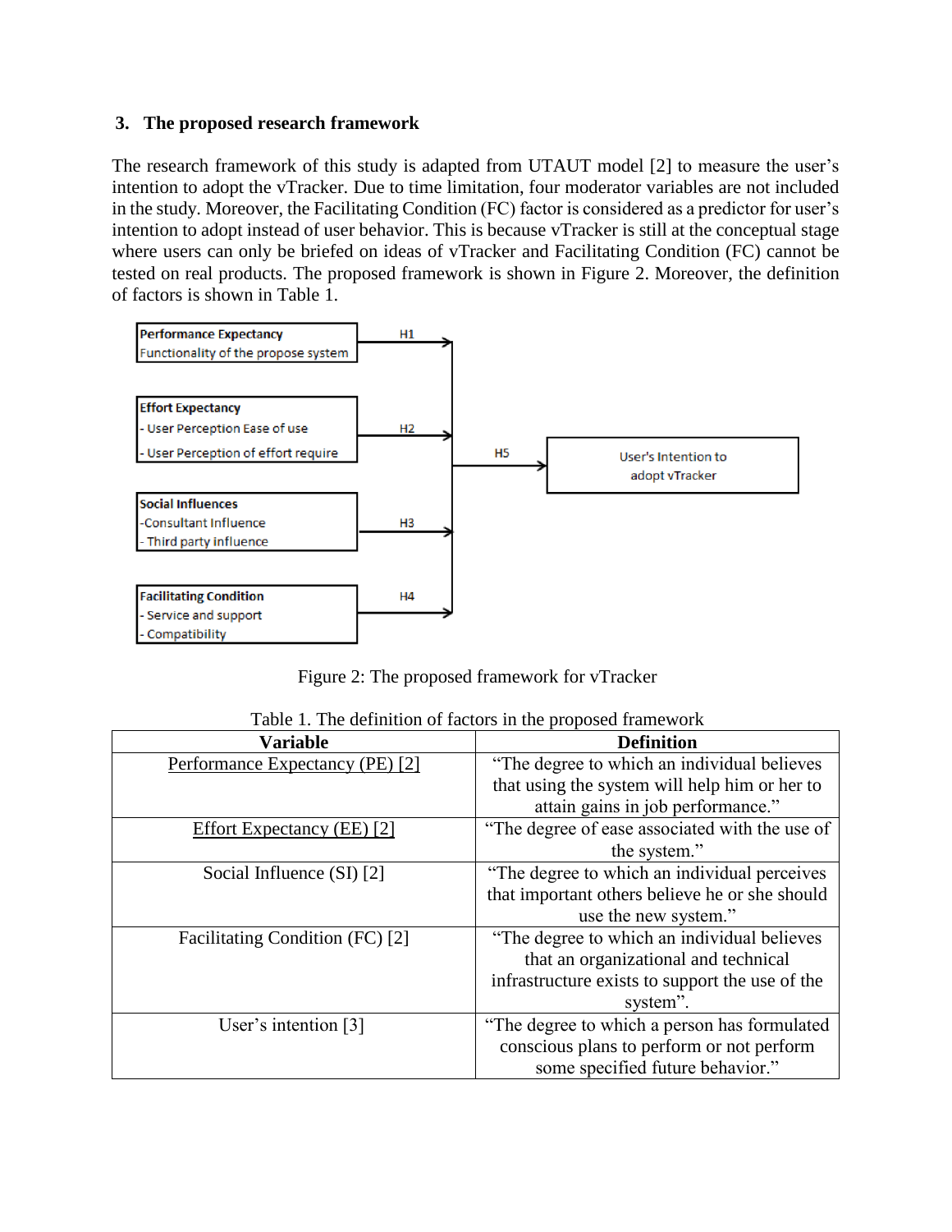## 3. The proposed research framework

The research framework of this study is adapted from UTAUT model [2] to measure the user's intention to adopt the vTracker. Due to time limitation, four moderator variables are not included in the study. Moreover, the Facilitating Condition (FC) factor is considered as a predictor for user's intention to adopt instead of user behavior. This is because vTracker is still at the conceptual stage where users can only be briefed on ideas of vTracker and Facilitating Condition (FC) cannot be tested on real products. The proposed framework is shown in Figure 2. Moreover, the definition of factors is shown in Table 1.

Performance Expectancy
Functionality of the propose system

Effort Expectancy
- User Perception Ease of use
- User Perception of effort require

Social Influences
-Consultant Influence
- Third party influence

Facilitating Condition
- Service and support
- Compatibility

H1, H2, H3, H4, H5

User's Intention to adopt vTracker

Figure 2: The proposed framework for vTracker

Table 1. The definition of factors in the proposed framework

| Variable | Definition |
| --- | --- |
| Performance Expectancy (PE) [2] | "The degree to which an individual believes that using the system will help him or her to attain gains in job performance." |
| Effort Expectancy (EE) [2] | "The degree of ease associated with the use of the system." |
| Social Influence (SI) [2] | "The degree to which an individual perceives that important others believe he or she should use the new system." |
| Facilitating Condition (FC) [2] | "The degree to which an individual believes that an organizational and technical infrastructure exists to support the use of the system". |
| User's intention [3] | "The degree to which a person has formulated conscious plans to perform or not perform some specified future behavior." |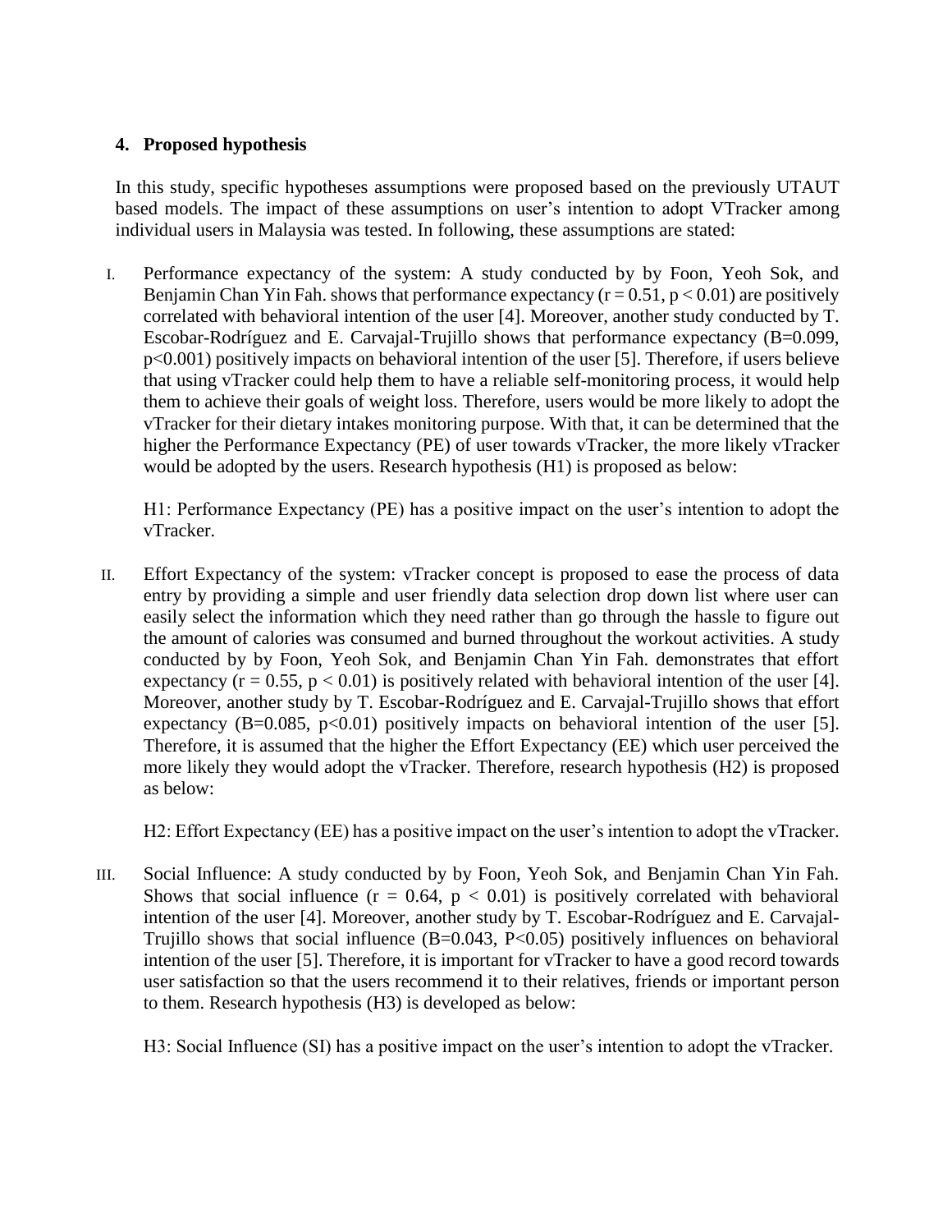## 4. Proposed hypothesis

In this study, specific hypotheses assumptions were proposed based on the previously UTAUT based models. The impact of these assumptions on user's intention to adopt VTracker among individual users in Malaysia was tested. In following, these assumptions are stated:

I. Performance expectancy of the system: A study conducted by by Foon, Yeoh Sok, and Benjamin Chan Yin Fah. shows that performance expectancy ($r = 0.51$, $p < 0.01$) are positively correlated with behavioral intention of the user [4]. Moreover, another study conducted by T. Escobar-Rodríguez and E. Carvajal-Trujillo shows that performance expectancy ($B=0.099$, $p<0.001$) positively impacts on behavioral intention of the user [5]. Therefore, if users believe that using vTracker could help them to have a reliable self-monitoring process, it would help them to achieve their goals of weight loss. Therefore, users would be more likely to adopt the vTracker for their dietary intakes monitoring purpose. With that, it can be determined that the higher the Performance Expectancy (PE) of user towards vTracker, the more likely vTracker would be adopted by the users. Research hypothesis (H1) is proposed as below:

   H1: Performance Expectancy (PE) has a positive impact on the user's intention to adopt the vTracker.

II. Effort Expectancy of the system: vTracker concept is proposed to ease the process of data entry by providing a simple and user friendly data selection drop down list where user can easily select the information which they need rather than go through the hassle to figure out the amount of calories was consumed and burned throughout the workout activities. A study conducted by by Foon, Yeoh Sok, and Benjamin Chan Yin Fah. demonstrates that effort expectancy ($r = 0.55$, $p < 0.01$) is positively related with behavioral intention of the user [4]. Moreover, another study by T. Escobar-Rodríguez and E. Carvajal-Trujillo shows that effort expectancy ($B=0.085$, $p<0.01$) positively impacts on behavioral intention of the user [5]. Therefore, it is assumed that the higher the Effort Expectancy (EE) which user perceived the more likely they would adopt the vTracker. Therefore, research hypothesis (H2) is proposed as below:

   H2: Effort Expectancy (EE) has a positive impact on the user's intention to adopt the vTracker.

III. Social Influence: A study conducted by by Foon, Yeoh Sok, and Benjamin Chan Yin Fah. Shows that social influence ($r = 0.64$, $p < 0.01$) is positively correlated with behavioral intention of the user [4]. Moreover, another study by T. Escobar-Rodríguez and E. Carvajal-Trujillo shows that social influence ($B=0.043$, $P<0.05$) positively influences on behavioral intention of the user [5]. Therefore, it is important for vTracker to have a good record towards user satisfaction so that the users recommend it to their relatives, friends or important person to them. Research hypothesis (H3) is developed as below:

   H3: Social Influence (SI) has a positive impact on the user's intention to adopt the vTracker.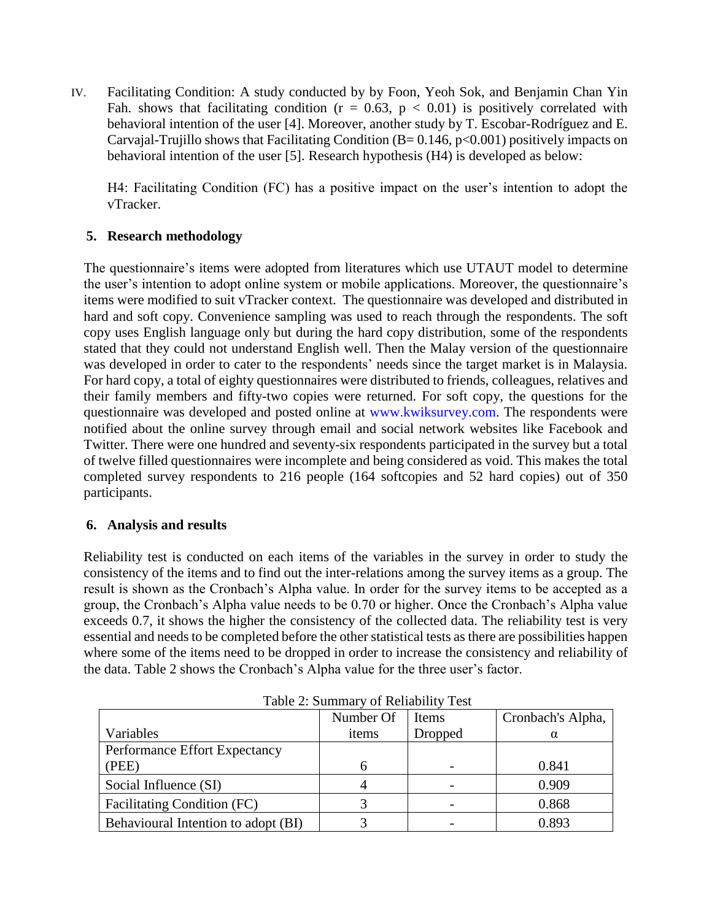IV. Facilitating Condition: A study conducted by by Foon, Yeoh Sok, and Benjamin Chan Yin Fah. shows that facilitating condition ($r = 0.63$, $p < 0.01$) is positively correlated with behavioral intention of the user [4]. Moreover, another study by T. Escobar-Rodríguez and E. Carvajal-Trujillo shows that Facilitating Condition ($B= 0.146$, $p<0.001$) positively impacts on behavioral intention of the user [5]. Research hypothesis (H4) is developed as below:

H4: Facilitating Condition (FC) has a positive impact on the user's intention to adopt the vTracker.

## 5. Research methodology

The questionnaire's items were adopted from literatures which use UTAUT model to determine the user's intention to adopt online system or mobile applications. Moreover, the questionnaire's items were modified to suit vTracker context. The questionnaire was developed and distributed in hard and soft copy. Convenience sampling was used to reach through the respondents. The soft copy uses English language only but during the hard copy distribution, some of the respondents stated that they could not understand English well. Then the Malay version of the questionnaire was developed in order to cater to the respondents' needs since the target market is in Malaysia. For hard copy, a total of eighty questionnaires were distributed to friends, colleagues, relatives and their family members and fifty-two copies were returned. For soft copy, the questions for the questionnaire was developed and posted online at www.kwiksurvey.com. The respondents were notified about the online survey through email and social network websites like Facebook and Twitter. There were one hundred and seventy-six respondents participated in the survey but a total of twelve filled questionnaires were incomplete and being considered as void. This makes the total completed survey respondents to 216 people (164 softcopies and 52 hard copies) out of 350 participants.

## 6. Analysis and results

Reliability test is conducted on each items of the variables in the survey in order to study the consistency of the items and to find out the inter-relations among the survey items as a group. The result is shown as the Cronbach's Alpha value. In order for the survey items to be accepted as a group, the Cronbach's Alpha value needs to be 0.70 or higher. Once the Cronbach's Alpha value exceeds 0.7, it shows the higher the consistency of the collected data. The reliability test is very essential and needs to be completed before the other statistical tests as there are possibilities happen where some of the items need to be dropped in order to increase the consistency and reliability of the data. Table 2 shows the Cronbach's Alpha value for the three user's factor.

Table 2: Summary of Reliability Test

| Variables | Number Of items | Items Dropped | Cronbach's Alpha, α |
|---|---|---|---|
| Performance Effort Expectancy (PEE) | 6 | - | 0.841 |
| Social Influence (SI) | 4 | - | 0.909 |
| Facilitating Condition (FC) | 3 | - | 0.868 |
| Behavioural Intention to adopt (BI) | 3 | - | 0.893 |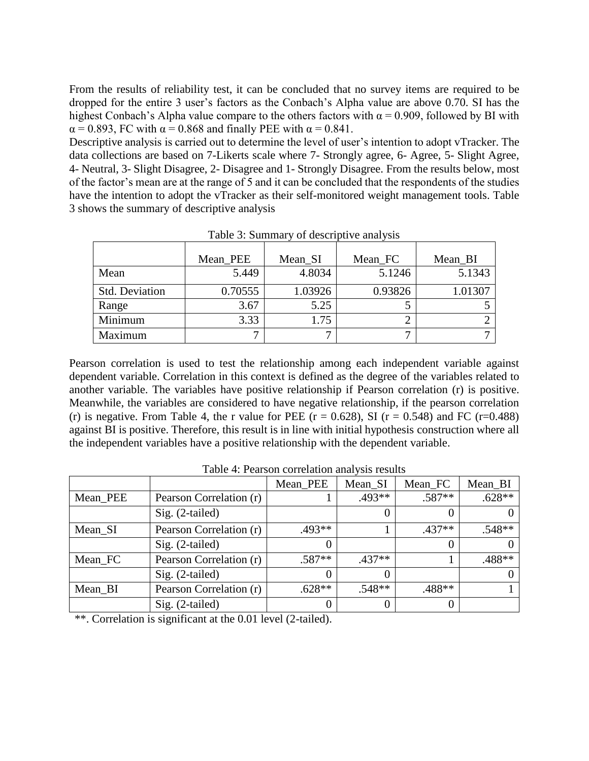From the results of reliability test, it can be concluded that no survey items are required to be dropped for the entire 3 user's factors as the Conbach's Alpha value are above 0.70. SI has the highest Conbach's Alpha value compare to the others factors with $\alpha = 0.909$, followed by BI with $\alpha = 0.893$, FC with $\alpha = 0.868$ and finally PEE with $\alpha = 0.841$.

Descriptive analysis is carried out to determine the level of user's intention to adopt vTracker. The data collections are based on 7-Likerts scale where 7- Strongly agree, 6- Agree, 5- Slight Agree, 4- Neutral, 3- Slight Disagree, 2- Disagree and 1- Strongly Disagree. From the results below, most of the factor's mean are at the range of 5 and it can be concluded that the respondents of the studies have the intention to adopt the vTracker as their self-monitored weight management tools. Table 3 shows the summary of descriptive analysis

Table 3: Summary of descriptive analysis

| | Mean_PEE | Mean_SI | Mean_FC | Mean_BI |
|---|---|---|---|---|
| Mean | 5.449 | 4.8034 | 5.1246 | 5.1343 |
| Std. Deviation | 0.70555 | 1.03926 | 0.93826 | 1.01307 |
| Range | 3.67 | 5.25 | 5 | 5 |
| Minimum | 3.33 | 1.75 | 2 | 2 |
| Maximum | 7 | 7 | 7 | 7 |

Pearson correlation is used to test the relationship among each independent variable against dependent variable. Correlation in this context is defined as the degree of the variables related to another variable. The variables have positive relationship if Pearson correlation (r) is positive. Meanwhile, the variables are considered to have negative relationship, if the pearson correlation (r) is negative. From Table 4, the r value for PEE ($r = 0.628$), SI ($r = 0.548$) and FC ($r=0.488$) against BI is positive. Therefore, this result is in line with initial hypothesis construction where all the independent variables have a positive relationship with the dependent variable.

Table 4: Pearson correlation analysis results

| | | Mean_PEE | Mean_SI | Mean_FC | Mean_BI |
|---|---|---|---|---|---|
| Mean_PEE | Pearson Correlation (r) | 1 | .493** | .587** | .628** |
| | Sig. (2-tailed) | | 0 | 0 | 0 |
| Mean_SI | Pearson Correlation (r) | .493** | 1 | .437** | .548** |
| | Sig. (2-tailed) | 0 | | 0 | 0 |
| Mean_FC | Pearson Correlation (r) | .587** | .437** | 1 | .488** |
| | Sig. (2-tailed) | 0 | 0 | | 0 |
| Mean_BI | Pearson Correlation (r) | .628** | .548** | .488** | 1 |
| | Sig. (2-tailed) | 0 | 0 | 0 | |

**. Correlation is significant at the 0.01 level (2-tailed).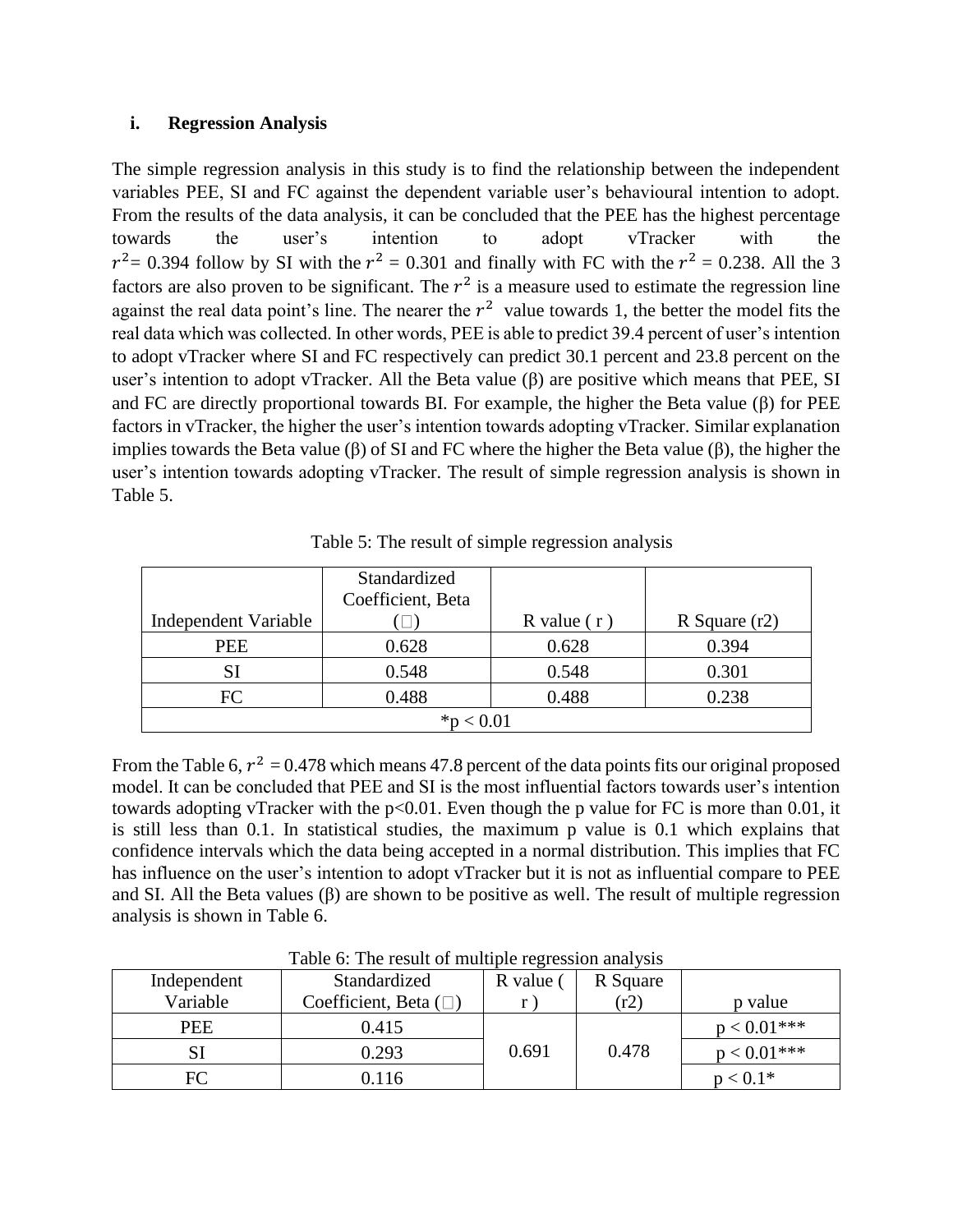**i. Regression Analysis**

The simple regression analysis in this study is to find the relationship between the independent variables PEE, SI and FC against the dependent variable user's behavioural intention to adopt. From the results of the data analysis, it can be concluded that the PEE has the highest percentage towards the user's intention to adopt vTracker with the $r^2$= 0.394 follow by SI with the $r^2$ = 0.301 and finally with FC with the $r^2$ = 0.238. All the 3 factors are also proven to be significant. The $r^2$ is a measure used to estimate the regression line against the real data point's line. The nearer the $r^2$ value towards 1, the better the model fits the real data which was collected. In other words, PEE is able to predict 39.4 percent of user's intention to adopt vTracker where SI and FC respectively can predict 30.1 percent and 23.8 percent on the user's intention to adopt vTracker. All the Beta value (β) are positive which means that PEE, SI and FC are directly proportional towards BI. For example, the higher the Beta value (β) for PEE factors in vTracker, the higher the user's intention towards adopting vTracker. Similar explanation implies towards the Beta value (β) of SI and FC where the higher the Beta value (β), the higher the user's intention towards adopting vTracker. The result of simple regression analysis is shown in Table 5.

Table 5: The result of simple regression analysis

| Independent Variable | Standardized Coefficient, Beta (□) | R value ( r ) | R Square (r2) |
|---|---|---|---|
| PEE | 0.628 | 0.628 | 0.394 |
| SI | 0.548 | 0.548 | 0.301 |
| FC | 0.488 | 0.488 | 0.238 |
| *p < 0.01 | | | |

From the Table 6, $r^2$ = 0.478 which means 47.8 percent of the data points fits our original proposed model. It can be concluded that PEE and SI is the most influential factors towards user's intention towards adopting vTracker with the p<0.01. Even though the p value for FC is more than 0.01, it is still less than 0.1. In statistical studies, the maximum p value is 0.1 which explains that confidence intervals which the data being accepted in a normal distribution. This implies that FC has influence on the user's intention to adopt vTracker but it is not as influential compare to PEE and SI. All the Beta values (β) are shown to be positive as well. The result of multiple regression analysis is shown in Table 6.

Table 6: The result of multiple regression analysis

| Independent Variable | Standardized Coefficient, Beta (□) | R value ( r ) | R Square (r2) | p value |
|---|---|---|---|---|
| PEE | 0.415 | 0.691 | 0.478 | p < 0.01*** |
| SI | 0.293 | | | p < 0.01*** |
| FC | 0.116 | | | p < 0.1* |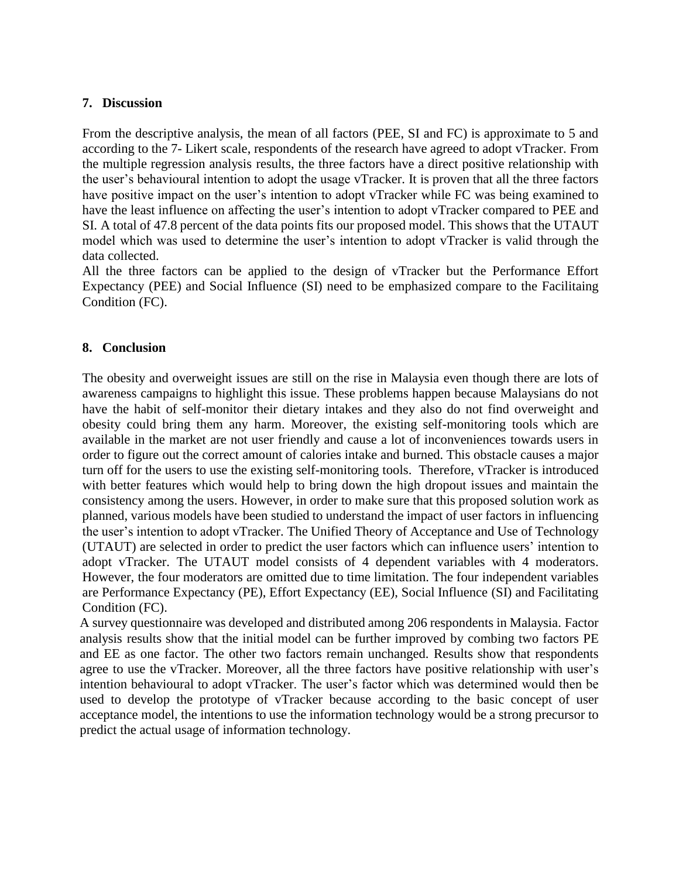## 7. Discussion

From the descriptive analysis, the mean of all factors (PEE, SI and FC) is approximate to 5 and according to the 7- Likert scale, respondents of the research have agreed to adopt vTracker. From the multiple regression analysis results, the three factors have a direct positive relationship with the user's behavioural intention to adopt the usage vTracker. It is proven that all the three factors have positive impact on the user's intention to adopt vTracker while FC was being examined to have the least influence on affecting the user's intention to adopt vTracker compared to PEE and SI. A total of 47.8 percent of the data points fits our proposed model. This shows that the UTAUT model which was used to determine the user's intention to adopt vTracker is valid through the data collected.

All the three factors can be applied to the design of vTracker but the Performance Effort Expectancy (PEE) and Social Influence (SI) need to be emphasized compare to the Facilitaing Condition (FC).

## 8. Conclusion

The obesity and overweight issues are still on the rise in Malaysia even though there are lots of awareness campaigns to highlight this issue. These problems happen because Malaysians do not have the habit of self-monitor their dietary intakes and they also do not find overweight and obesity could bring them any harm. Moreover, the existing self-monitoring tools which are available in the market are not user friendly and cause a lot of inconveniences towards users in order to figure out the correct amount of calories intake and burned. This obstacle causes a major turn off for the users to use the existing self-monitoring tools. Therefore, vTracker is introduced with better features which would help to bring down the high dropout issues and maintain the consistency among the users. However, in order to make sure that this proposed solution work as planned, various models have been studied to understand the impact of user factors in influencing the user's intention to adopt vTracker. The Unified Theory of Acceptance and Use of Technology (UTAUT) are selected in order to predict the user factors which can influence users' intention to adopt vTracker. The UTAUT model consists of 4 dependent variables with 4 moderators. However, the four moderators are omitted due to time limitation. The four independent variables are Performance Expectancy (PE), Effort Expectancy (EE), Social Influence (SI) and Facilitating Condition (FC).

A survey questionnaire was developed and distributed among 206 respondents in Malaysia. Factor analysis results show that the initial model can be further improved by combing two factors PE and EE as one factor. The other two factors remain unchanged. Results show that respondents agree to use the vTracker. Moreover, all the three factors have positive relationship with user's intention behavioural to adopt vTracker. The user's factor which was determined would then be used to develop the prototype of vTracker because according to the basic concept of user acceptance model, the intentions to use the information technology would be a strong precursor to predict the actual usage of information technology.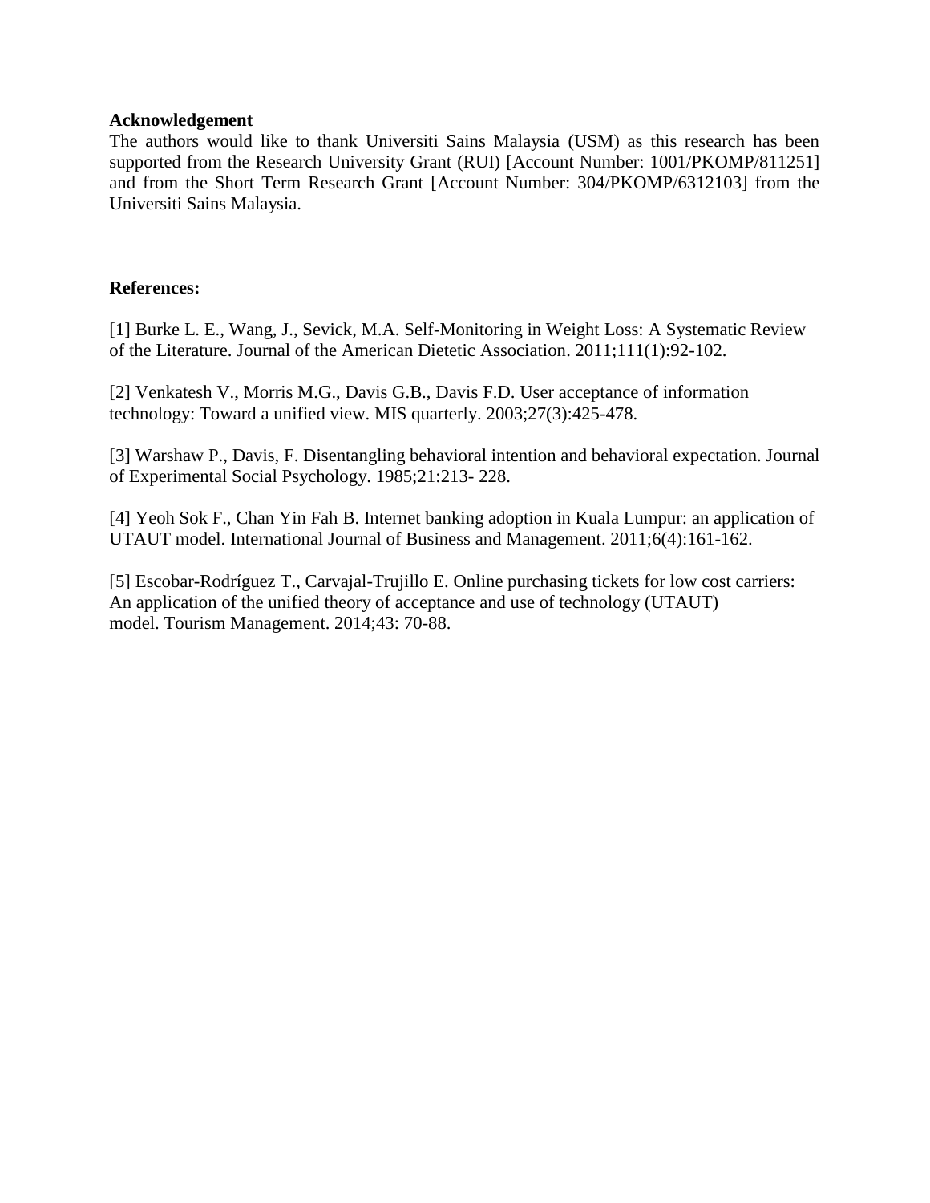**Acknowledgement**

The authors would like to thank Universiti Sains Malaysia (USM) as this research has been supported from the Research University Grant (RUI) [Account Number: 1001/PKOMP/811251] and from the Short Term Research Grant [Account Number: 304/PKOMP/6312103] from the Universiti Sains Malaysia.

**References:**

[1] Burke L. E., Wang, J., Sevick, M.A. Self-Monitoring in Weight Loss: A Systematic Review of the Literature. Journal of the American Dietetic Association. 2011;111(1):92-102.

[2] Venkatesh V., Morris M.G., Davis G.B., Davis F.D. User acceptance of information technology: Toward a unified view. MIS quarterly. 2003;27(3):425-478.

[3] Warshaw P., Davis, F. Disentangling behavioral intention and behavioral expectation. Journal of Experimental Social Psychology. 1985;21:213- 228.

[4] Yeoh Sok F., Chan Yin Fah B. Internet banking adoption in Kuala Lumpur: an application of UTAUT model. International Journal of Business and Management. 2011;6(4):161-162.

[5] Escobar-Rodríguez T., Carvajal-Trujillo E. Online purchasing tickets for low cost carriers: An application of the unified theory of acceptance and use of technology (UTAUT) model. Tourism Management. 2014;43: 70-88.